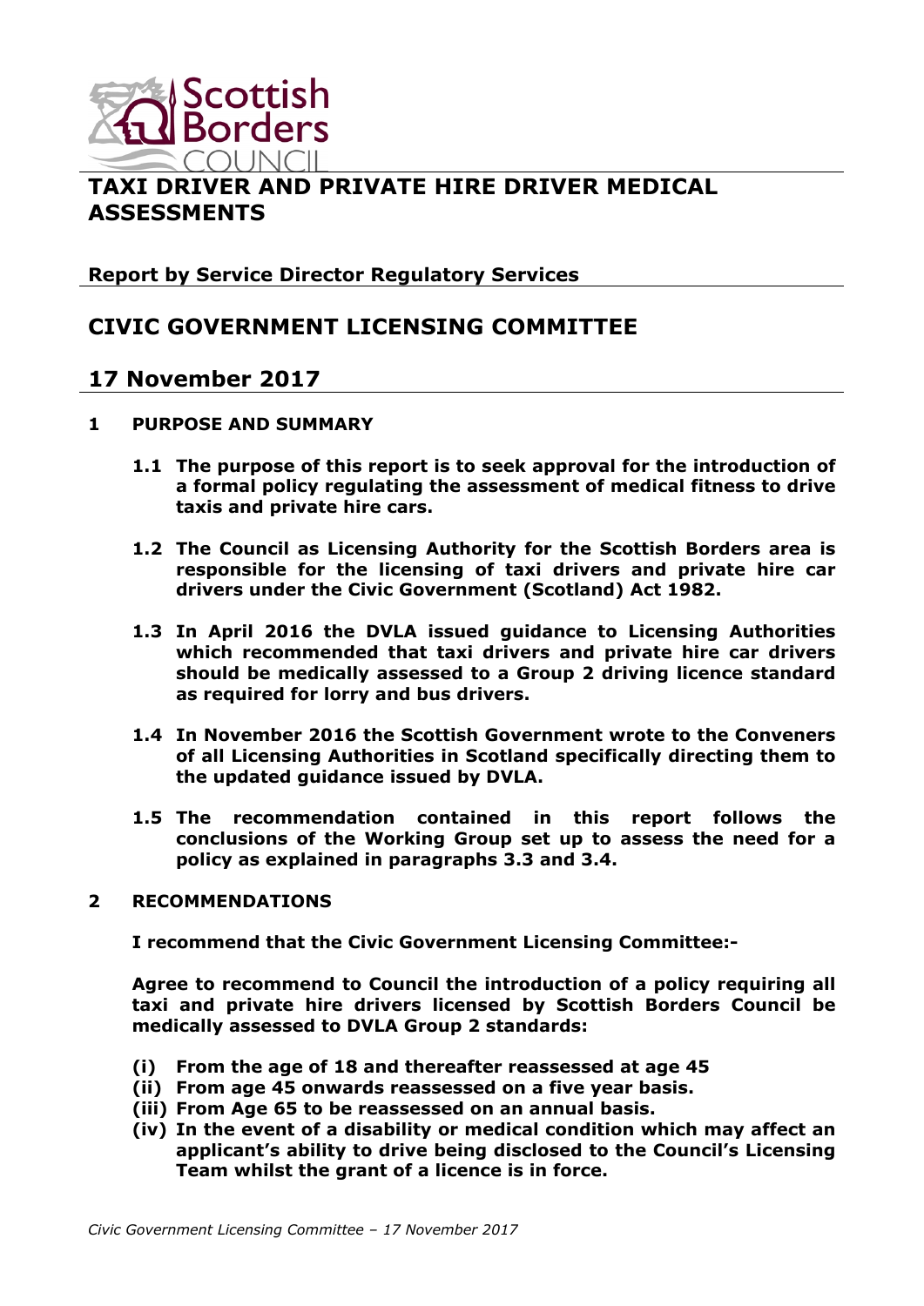# TAXI DRIVER AND PRIVATE HIRE DRIVER MEDICAL ASSESSMENTS

**Report by Service Director Regulatory Services**

## CIVIC GOVERNMENT LICENSING COMMITTEE

## 17 November 2017

**1 PURPOSE AND SUMMARY**

**1.1 The purpose of this report is to seek approval for the introduction of a formal policy regulating the assessment of medical fitness to drive taxis and private hire cars.**

**1.2 The Council as Licensing Authority for the Scottish Borders area is responsible for the licensing of taxi drivers and private hire car drivers under the Civic Government (Scotland) Act 1982.**

**1.3 In April 2016 the DVLA issued guidance to Licensing Authorities which recommended that taxi drivers and private hire car drivers should be medically assessed to a Group 2 driving licence standard as required for lorry and bus drivers.**

**1.4 In November 2016 the Scottish Government wrote to the Conveners of all Licensing Authorities in Scotland specifically directing them to the updated guidance issued by DVLA.**

**1.5 The recommendation contained in this report follows the conclusions of the Working Group set up to assess the need for a policy as explained in paragraphs 3.3 and 3.4.**

**2 RECOMMENDATIONS**

**I recommend that the Civic Government Licensing Committee:-**

**Agree to recommend to Council the introduction of a policy requiring all taxi and private hire drivers licensed by Scottish Borders Council be medically assessed to DVLA Group 2 standards:**

**(i) From the age of 18 and thereafter reassessed at age 45**
**(ii) From age 45 onwards reassessed on a five year basis.**
**(iii) From Age 65 to be reassessed on an annual basis.**
**(iv) In the event of a disability or medical condition which may affect an applicant's ability to drive being disclosed to the Council's Licensing Team whilst the grant of a licence is in force.**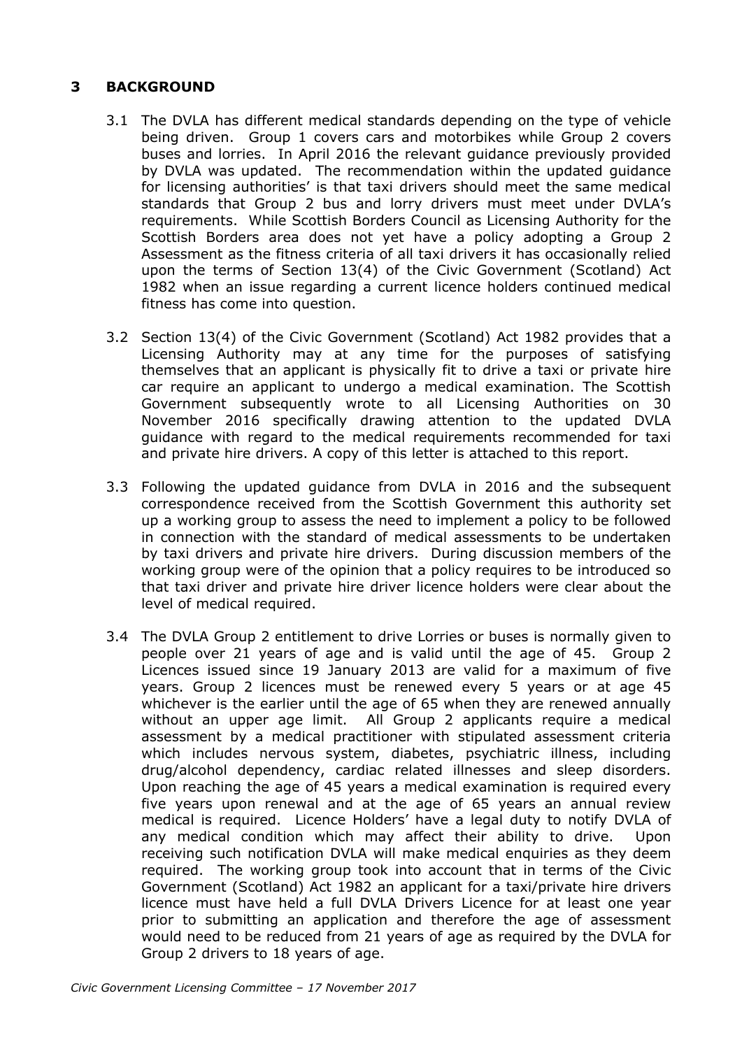## 3 BACKGROUND

3.1 The DVLA has different medical standards depending on the type of vehicle being driven. Group 1 covers cars and motorbikes while Group 2 covers buses and lorries. In April 2016 the relevant guidance previously provided by DVLA was updated. The recommendation within the updated guidance for licensing authorities' is that taxi drivers should meet the same medical standards that Group 2 bus and lorry drivers must meet under DVLA's requirements. While Scottish Borders Council as Licensing Authority for the Scottish Borders area does not yet have a policy adopting a Group 2 Assessment as the fitness criteria of all taxi drivers it has occasionally relied upon the terms of Section 13(4) of the Civic Government (Scotland) Act 1982 when an issue regarding a current licence holders continued medical fitness has come into question.

3.2 Section 13(4) of the Civic Government (Scotland) Act 1982 provides that a Licensing Authority may at any time for the purposes of satisfying themselves that an applicant is physically fit to drive a taxi or private hire car require an applicant to undergo a medical examination. The Scottish Government subsequently wrote to all Licensing Authorities on 30 November 2016 specifically drawing attention to the updated DVLA guidance with regard to the medical requirements recommended for taxi and private hire drivers. A copy of this letter is attached to this report.

3.3 Following the updated guidance from DVLA in 2016 and the subsequent correspondence received from the Scottish Government this authority set up a working group to assess the need to implement a policy to be followed in connection with the standard of medical assessments to be undertaken by taxi drivers and private hire drivers. During discussion members of the working group were of the opinion that a policy requires to be introduced so that taxi driver and private hire driver licence holders were clear about the level of medical required.

3.4 The DVLA Group 2 entitlement to drive Lorries or buses is normally given to people over 21 years of age and is valid until the age of 45. Group 2 Licences issued since 19 January 2013 are valid for a maximum of five years. Group 2 licences must be renewed every 5 years or at age 45 whichever is the earlier until the age of 65 when they are renewed annually without an upper age limit. All Group 2 applicants require a medical assessment by a medical practitioner with stipulated assessment criteria which includes nervous system, diabetes, psychiatric illness, including drug/alcohol dependency, cardiac related illnesses and sleep disorders. Upon reaching the age of 45 years a medical examination is required every five years upon renewal and at the age of 65 years an annual review medical is required. Licence Holders' have a legal duty to notify DVLA of any medical condition which may affect their ability to drive. Upon receiving such notification DVLA will make medical enquiries as they deem required. The working group took into account that in terms of the Civic Government (Scotland) Act 1982 an applicant for a taxi/private hire drivers licence must have held a full DVLA Drivers Licence for at least one year prior to submitting an application and therefore the age of assessment would need to be reduced from 21 years of age as required by the DVLA for Group 2 drivers to 18 years of age.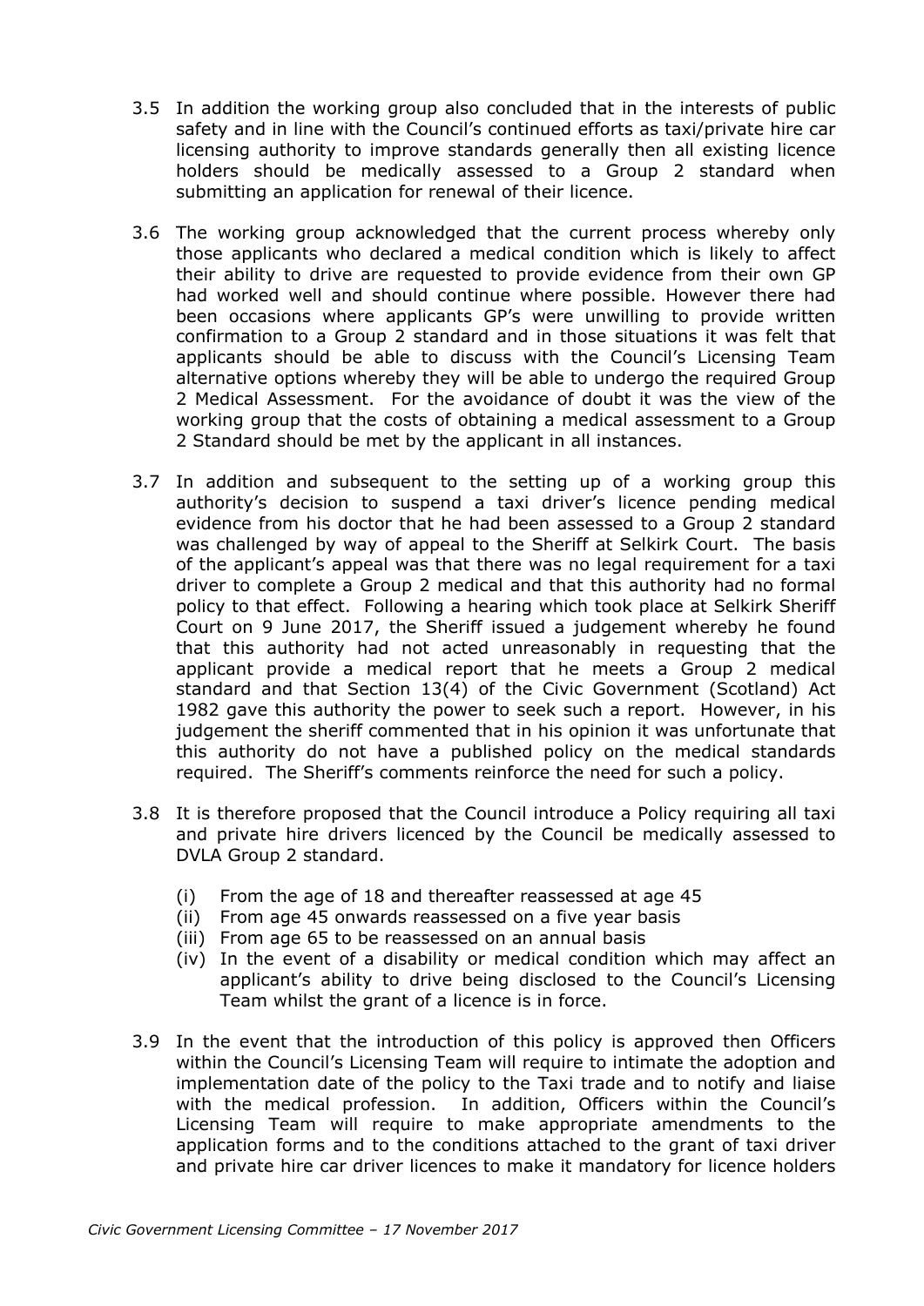3.5 In addition the working group also concluded that in the interests of public safety and in line with the Council's continued efforts as taxi/private hire car licensing authority to improve standards generally then all existing licence holders should be medically assessed to a Group 2 standard when submitting an application for renewal of their licence.

3.6 The working group acknowledged that the current process whereby only those applicants who declared a medical condition which is likely to affect their ability to drive are requested to provide evidence from their own GP had worked well and should continue where possible. However there had been occasions where applicants GP's were unwilling to provide written confirmation to a Group 2 standard and in those situations it was felt that applicants should be able to discuss with the Council's Licensing Team alternative options whereby they will be able to undergo the required Group 2 Medical Assessment. For the avoidance of doubt it was the view of the working group that the costs of obtaining a medical assessment to a Group 2 Standard should be met by the applicant in all instances.

3.7 In addition and subsequent to the setting up of a working group this authority's decision to suspend a taxi driver's licence pending medical evidence from his doctor that he had been assessed to a Group 2 standard was challenged by way of appeal to the Sheriff at Selkirk Court. The basis of the applicant's appeal was that there was no legal requirement for a taxi driver to complete a Group 2 medical and that this authority had no formal policy to that effect. Following a hearing which took place at Selkirk Sheriff Court on 9 June 2017, the Sheriff issued a judgement whereby he found that this authority had not acted unreasonably in requesting that the applicant provide a medical report that he meets a Group 2 medical standard and that Section 13(4) of the Civic Government (Scotland) Act 1982 gave this authority the power to seek such a report. However, in his judgement the sheriff commented that in his opinion it was unfortunate that this authority do not have a published policy on the medical standards required. The Sheriff's comments reinforce the need for such a policy.

3.8 It is therefore proposed that the Council introduce a Policy requiring all taxi and private hire drivers licenced by the Council be medically assessed to DVLA Group 2 standard.

   (i) From the age of 18 and thereafter reassessed at age 45
   (ii) From age 45 onwards reassessed on a five year basis
   (iii) From age 65 to be reassessed on an annual basis
   (iv) In the event of a disability or medical condition which may affect an applicant's ability to drive being disclosed to the Council's Licensing Team whilst the grant of a licence is in force.

3.9 In the event that the introduction of this policy is approved then Officers within the Council's Licensing Team will require to intimate the adoption and implementation date of the policy to the Taxi trade and to notify and liaise with the medical profession. In addition, Officers within the Council's Licensing Team will require to make appropriate amendments to the application forms and to the conditions attached to the grant of taxi driver and private hire car driver licences to make it mandatory for licence holders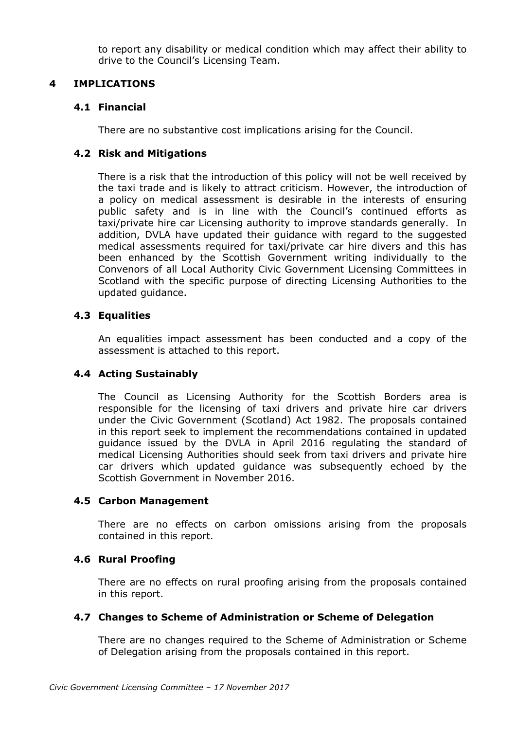to report any disability or medical condition which may affect their ability to drive to the Council's Licensing Team.

## 4 IMPLICATIONS

### 4.1 Financial

There are no substantive cost implications arising for the Council.

### 4.2 Risk and Mitigations

There is a risk that the introduction of this policy will not be well received by the taxi trade and is likely to attract criticism. However, the introduction of a policy on medical assessment is desirable in the interests of ensuring public safety and is in line with the Council's continued efforts as taxi/private hire car Licensing authority to improve standards generally. In addition, DVLA have updated their guidance with regard to the suggested medical assessments required for taxi/private car hire divers and this has been enhanced by the Scottish Government writing individually to the Convenors of all Local Authority Civic Government Licensing Committees in Scotland with the specific purpose of directing Licensing Authorities to the updated guidance.

### 4.3 Equalities

An equalities impact assessment has been conducted and a copy of the assessment is attached to this report.

### 4.4 Acting Sustainably

The Council as Licensing Authority for the Scottish Borders area is responsible for the licensing of taxi drivers and private hire car drivers under the Civic Government (Scotland) Act 1982. The proposals contained in this report seek to implement the recommendations contained in updated guidance issued by the DVLA in April 2016 regulating the standard of medical Licensing Authorities should seek from taxi drivers and private hire car drivers which updated guidance was subsequently echoed by the Scottish Government in November 2016.

### 4.5 Carbon Management

There are no effects on carbon omissions arising from the proposals contained in this report.

### 4.6 Rural Proofing

There are no effects on rural proofing arising from the proposals contained in this report.

### 4.7 Changes to Scheme of Administration or Scheme of Delegation

There are no changes required to the Scheme of Administration or Scheme of Delegation arising from the proposals contained in this report.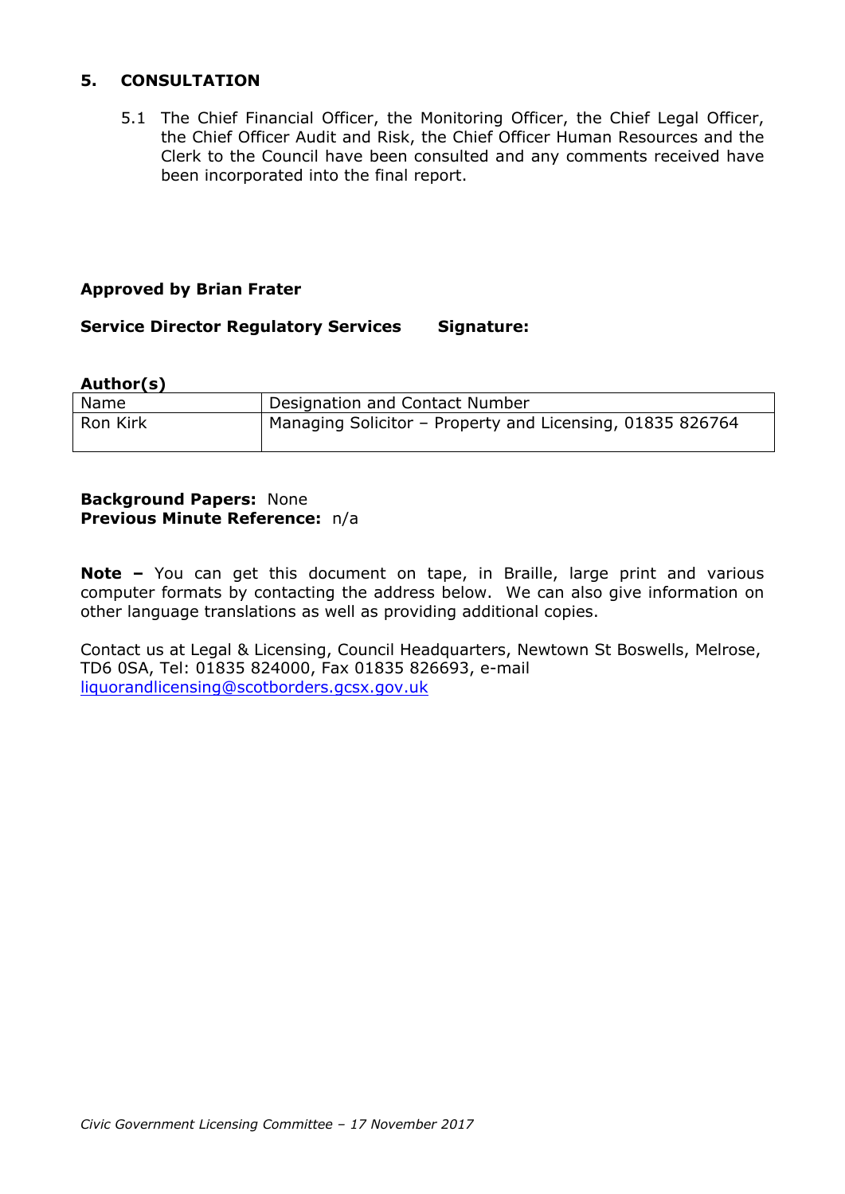## 5. CONSULTATION

5.1 The Chief Financial Officer, the Monitoring Officer, the Chief Legal Officer, the Chief Officer Audit and Risk, the Chief Officer Human Resources and the Clerk to the Council have been consulted and any comments received have been incorporated into the final report.

**Approved by Brian Frater**

**Service Director Regulatory Services** **Signature:**

**Author(s)**

| Name | Designation and Contact Number |
|---|---|
| Ron Kirk | Managing Solicitor – Property and Licensing, 01835 826764 |

**Background Papers:** None
**Previous Minute Reference:** n/a

**Note –** You can get this document on tape, in Braille, large print and various computer formats by contacting the address below. We can also give information on other language translations as well as providing additional copies.

Contact us at Legal & Licensing, Council Headquarters, Newtown St Boswells, Melrose, TD6 0SA, Tel: 01835 824000, Fax 01835 826693, e-mail liquorandlicensing@scotborders.gcsx.gov.uk